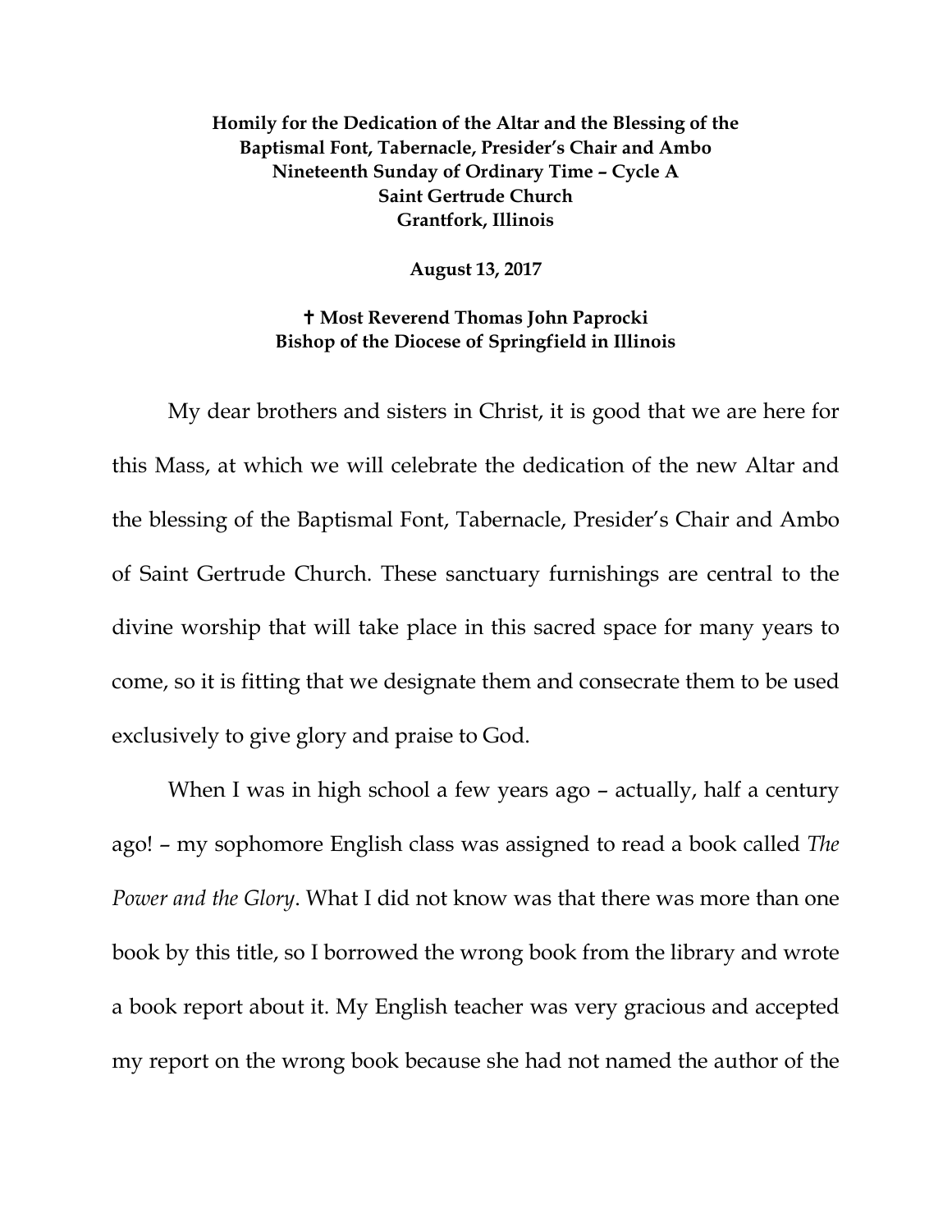**Homily for the Dedication of the Altar and the Blessing of the Baptismal Font, Tabernacle, Presider's Chair and Ambo**
**Nineteenth Sunday of Ordinary Time – Cycle A**
**Saint Gertrude Church**
**Grantfork, Illinois**

**August 13, 2017**

**✝ Most Reverend Thomas John Paprocki**
**Bishop of the Diocese of Springfield in Illinois**

My dear brothers and sisters in Christ, it is good that we are here for this Mass, at which we will celebrate the dedication of the new Altar and the blessing of the Baptismal Font, Tabernacle, Presider's Chair and Ambo of Saint Gertrude Church. These sanctuary furnishings are central to the divine worship that will take place in this sacred space for many years to come, so it is fitting that we designate them and consecrate them to be used exclusively to give glory and praise to God.

When I was in high school a few years ago – actually, half a century ago! – my sophomore English class was assigned to read a book called *The Power and the Glory*. What I did not know was that there was more than one book by this title, so I borrowed the wrong book from the library and wrote a book report about it. My English teacher was very gracious and accepted my report on the wrong book because she had not named the author of the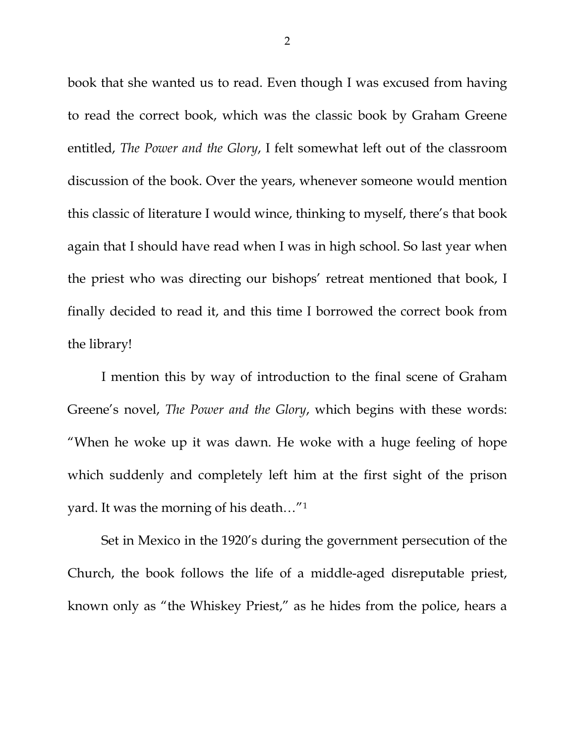book that she wanted us to read. Even though I was excused from having to read the correct book, which was the classic book by Graham Greene entitled, *The Power and the Glory*, I felt somewhat left out of the classroom discussion of the book. Over the years, whenever someone would mention this classic of literature I would wince, thinking to myself, there's that book again that I should have read when I was in high school. So last year when the priest who was directing our bishops' retreat mentioned that book, I finally decided to read it, and this time I borrowed the correct book from the library!

I mention this by way of introduction to the final scene of Graham Greene's novel, *The Power and the Glory*, which begins with these words: "When he woke up it was dawn. He woke with a huge feeling of hope which suddenly and completely left him at the first sight of the prison yard. It was the morning of his death…"[1]

Set in Mexico in the 1920's during the government persecution of the Church, the book follows the life of a middle-aged disreputable priest, known only as "the Whiskey Priest," as he hides from the police, hears a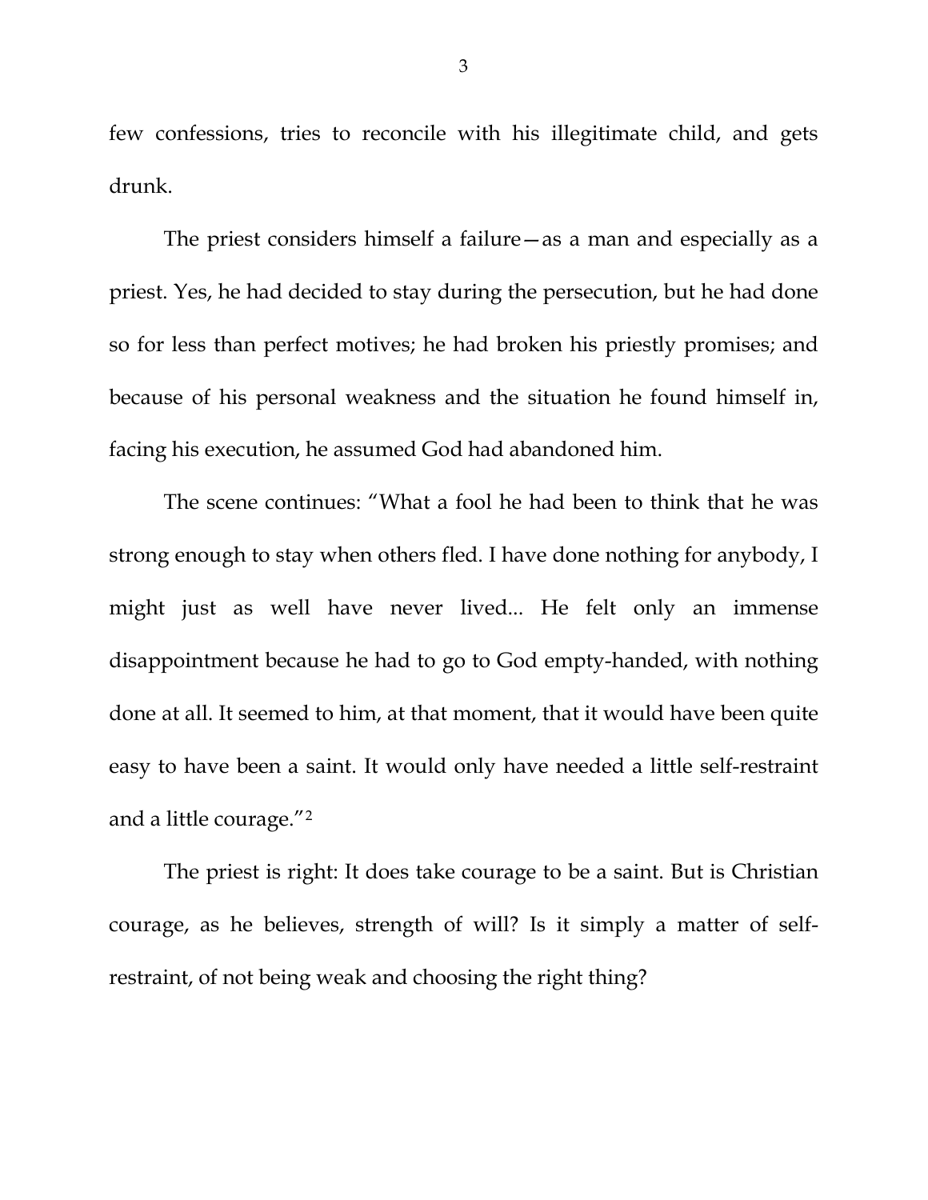few confessions, tries to reconcile with his illegitimate child, and gets drunk.

The priest considers himself a failure—as a man and especially as a priest. Yes, he had decided to stay during the persecution, but he had done so for less than perfect motives; he had broken his priestly promises; and because of his personal weakness and the situation he found himself in, facing his execution, he assumed God had abandoned him.

The scene continues: "What a fool he had been to think that he was strong enough to stay when others fled. I have done nothing for anybody, I might just as well have never lived... He felt only an immense disappointment because he had to go to God empty-handed, with nothing done at all. It seemed to him, at that moment, that it would have been quite easy to have been a saint. It would only have needed a little self-restraint and a little courage."[2]

The priest is right: It does take courage to be a saint. But is Christian courage, as he believes, strength of will? Is it simply a matter of self-restraint, of not being weak and choosing the right thing?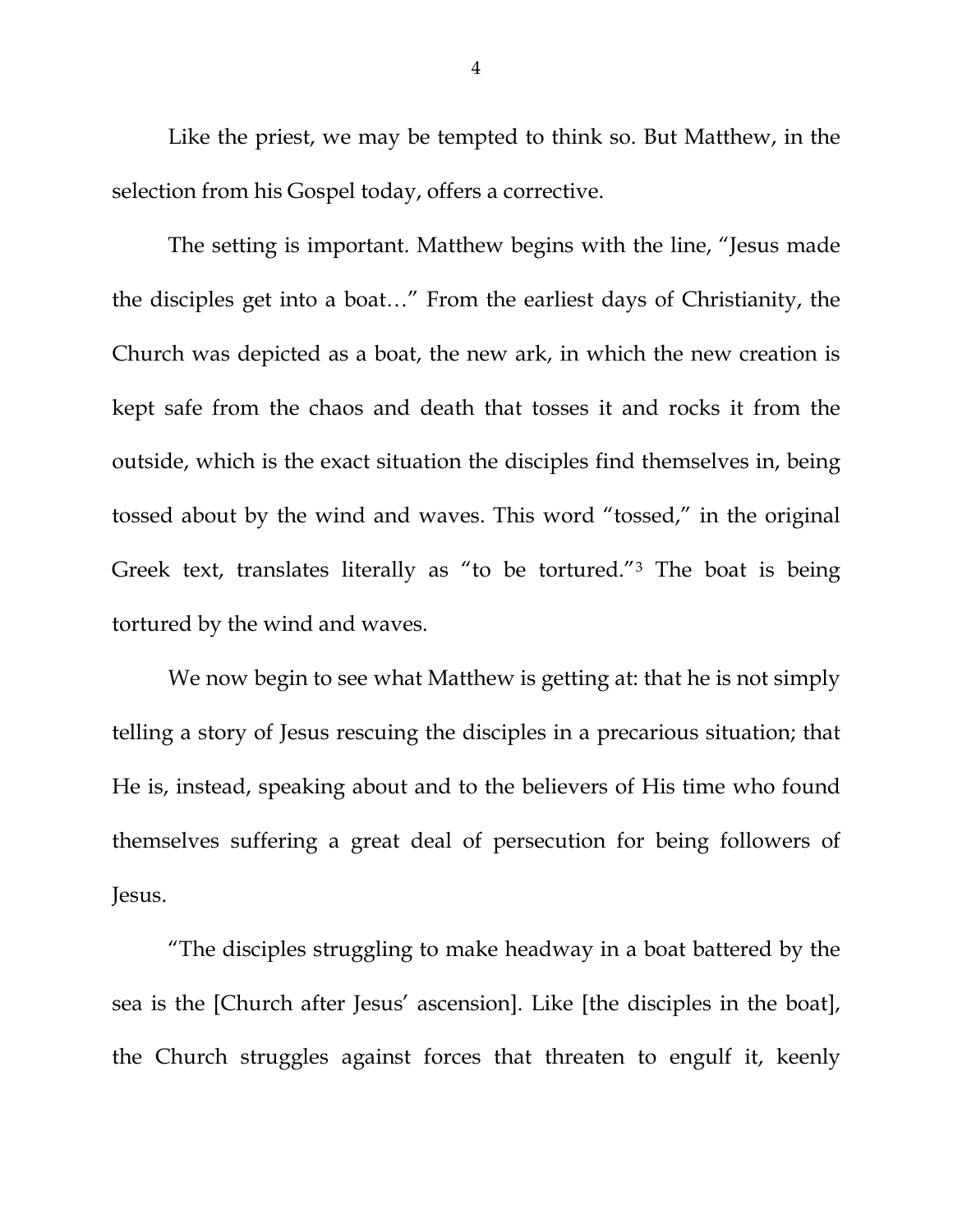Like the priest, we may be tempted to think so. But Matthew, in the selection from his Gospel today, offers a corrective.

The setting is important. Matthew begins with the line, "Jesus made the disciples get into a boat…" From the earliest days of Christianity, the Church was depicted as a boat, the new ark, in which the new creation is kept safe from the chaos and death that tosses it and rocks it from the outside, which is the exact situation the disciples find themselves in, being tossed about by the wind and waves. This word "tossed," in the original Greek text, translates literally as "to be tortured."[3] The boat is being tortured by the wind and waves.

We now begin to see what Matthew is getting at: that he is not simply telling a story of Jesus rescuing the disciples in a precarious situation; that He is, instead, speaking about and to the believers of His time who found themselves suffering a great deal of persecution for being followers of Jesus.

"The disciples struggling to make headway in a boat battered by the sea is the [Church after Jesus' ascension]. Like [the disciples in the boat], the Church struggles against forces that threaten to engulf it, keenly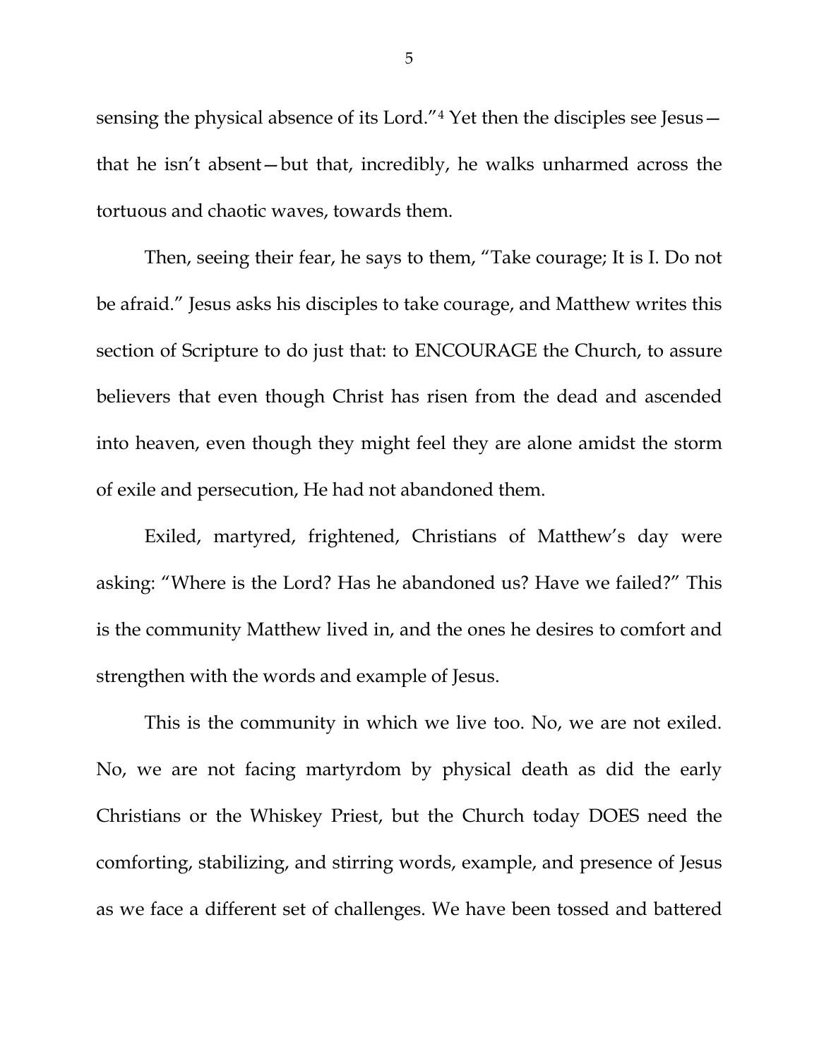sensing the physical absence of its Lord."[4] Yet then the disciples see Jesus—that he isn't absent—but that, incredibly, he walks unharmed across the tortuous and chaotic waves, towards them.

Then, seeing their fear, he says to them, "Take courage; It is I. Do not be afraid." Jesus asks his disciples to take courage, and Matthew writes this section of Scripture to do just that: to ENCOURAGE the Church, to assure believers that even though Christ has risen from the dead and ascended into heaven, even though they might feel they are alone amidst the storm of exile and persecution, He had not abandoned them.

Exiled, martyred, frightened, Christians of Matthew's day were asking: "Where is the Lord? Has he abandoned us? Have we failed?" This is the community Matthew lived in, and the ones he desires to comfort and strengthen with the words and example of Jesus.

This is the community in which we live too. No, we are not exiled. No, we are not facing martyrdom by physical death as did the early Christians or the Whiskey Priest, but the Church today DOES need the comforting, stabilizing, and stirring words, example, and presence of Jesus as we face a different set of challenges. We have been tossed and battered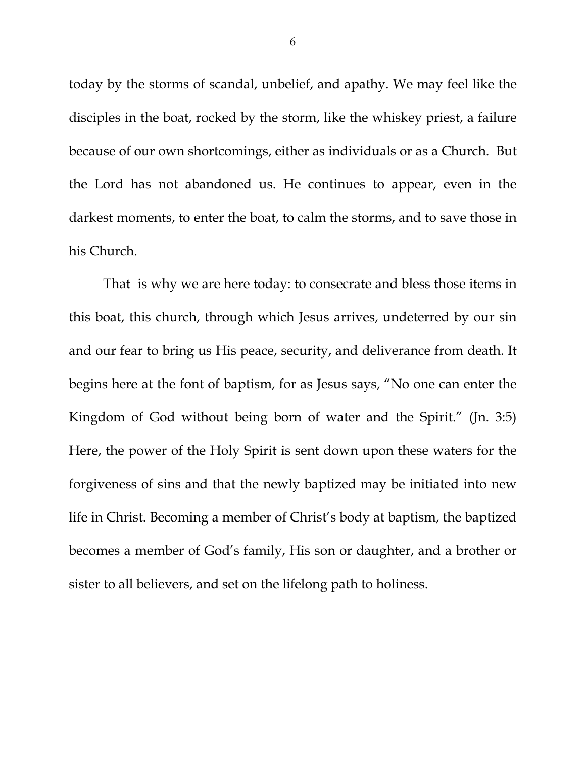today by the storms of scandal, unbelief, and apathy. We may feel like the disciples in the boat, rocked by the storm, like the whiskey priest, a failure because of our own shortcomings, either as individuals or as a Church. But the Lord has not abandoned us. He continues to appear, even in the darkest moments, to enter the boat, to calm the storms, and to save those in his Church.

That is why we are here today: to consecrate and bless those items in this boat, this church, through which Jesus arrives, undeterred by our sin and our fear to bring us His peace, security, and deliverance from death. It begins here at the font of baptism, for as Jesus says, "No one can enter the Kingdom of God without being born of water and the Spirit." (Jn. 3:5) Here, the power of the Holy Spirit is sent down upon these waters for the forgiveness of sins and that the newly baptized may be initiated into new life in Christ. Becoming a member of Christ's body at baptism, the baptized becomes a member of God's family, His son or daughter, and a brother or sister to all believers, and set on the lifelong path to holiness.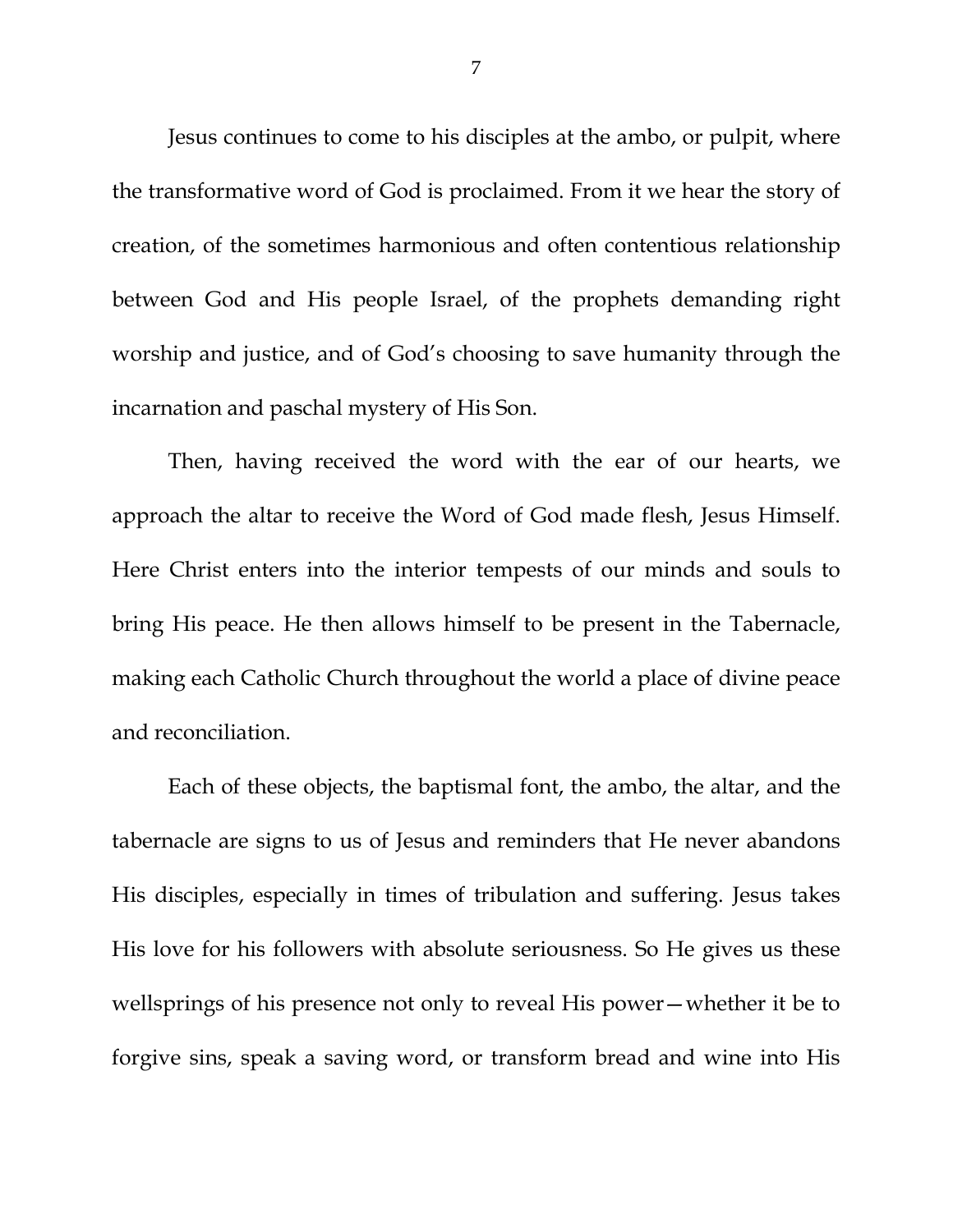Jesus continues to come to his disciples at the ambo, or pulpit, where the transformative word of God is proclaimed. From it we hear the story of creation, of the sometimes harmonious and often contentious relationship between God and His people Israel, of the prophets demanding right worship and justice, and of God's choosing to save humanity through the incarnation and paschal mystery of His Son.

Then, having received the word with the ear of our hearts, we approach the altar to receive the Word of God made flesh, Jesus Himself. Here Christ enters into the interior tempests of our minds and souls to bring His peace. He then allows himself to be present in the Tabernacle, making each Catholic Church throughout the world a place of divine peace and reconciliation.

Each of these objects, the baptismal font, the ambo, the altar, and the tabernacle are signs to us of Jesus and reminders that He never abandons His disciples, especially in times of tribulation and suffering. Jesus takes His love for his followers with absolute seriousness. So He gives us these wellsprings of his presence not only to reveal His power—whether it be to forgive sins, speak a saving word, or transform bread and wine into His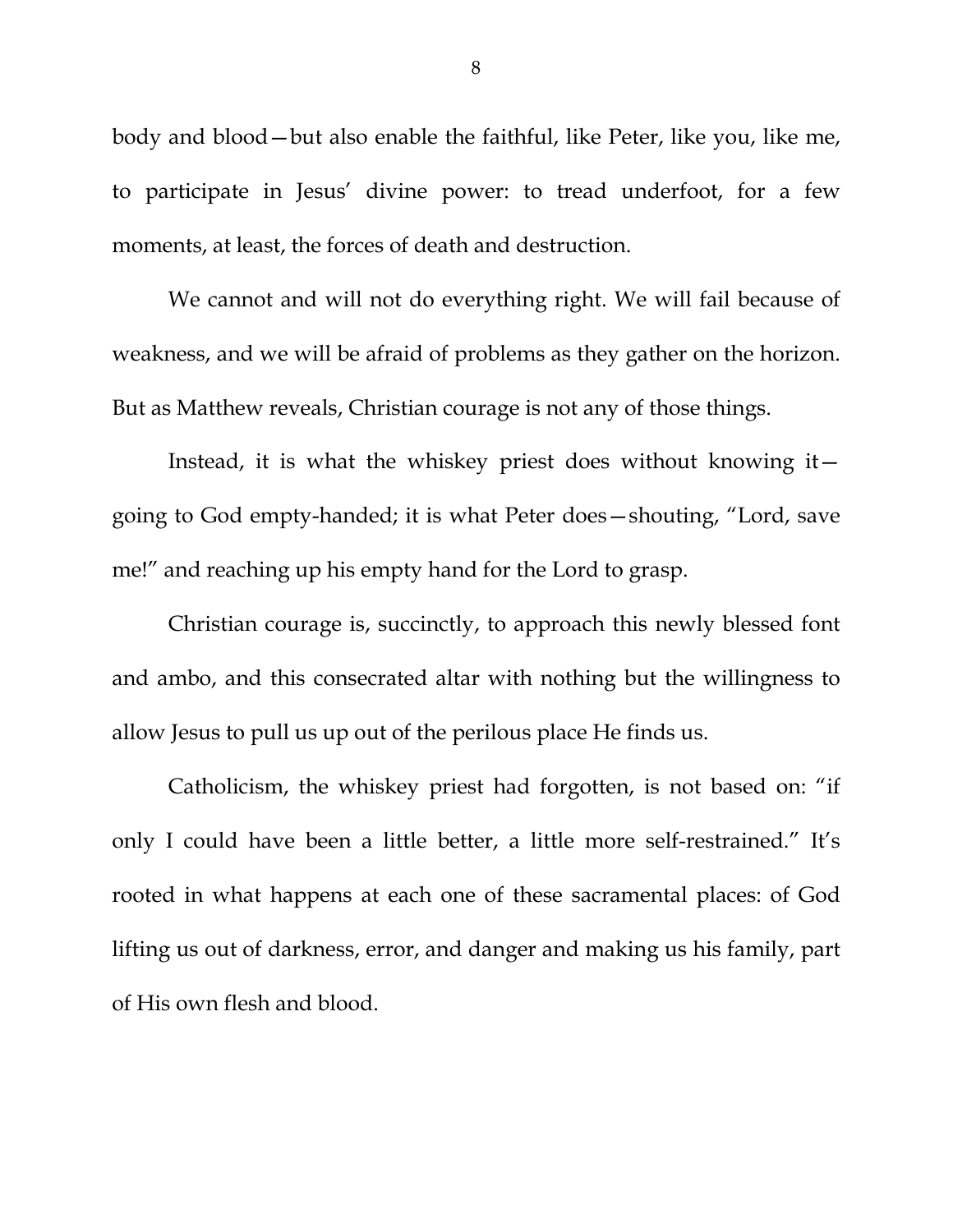body and blood—but also enable the faithful, like Peter, like you, like me, to participate in Jesus' divine power: to tread underfoot, for a few moments, at least, the forces of death and destruction.

We cannot and will not do everything right. We will fail because of weakness, and we will be afraid of problems as they gather on the horizon. But as Matthew reveals, Christian courage is not any of those things.

Instead, it is what the whiskey priest does without knowing it—going to God empty-handed; it is what Peter does—shouting, "Lord, save me!" and reaching up his empty hand for the Lord to grasp.

Christian courage is, succinctly, to approach this newly blessed font and ambo, and this consecrated altar with nothing but the willingness to allow Jesus to pull us up out of the perilous place He finds us.

Catholicism, the whiskey priest had forgotten, is not based on: "if only I could have been a little better, a little more self-restrained." It's rooted in what happens at each one of these sacramental places: of God lifting us out of darkness, error, and danger and making us his family, part of His own flesh and blood.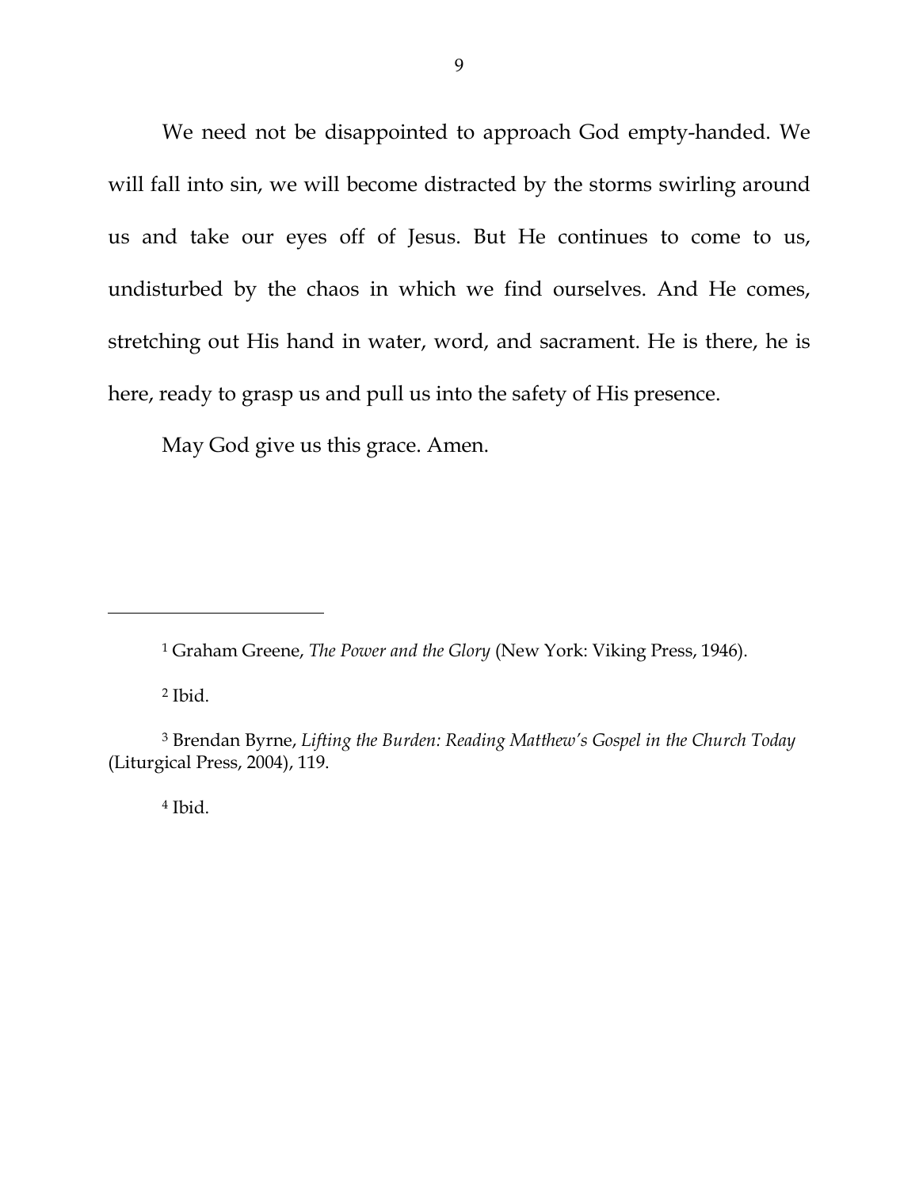We need not be disappointed to approach God empty-handed. We will fall into sin, we will become distracted by the storms swirling around us and take our eyes off of Jesus. But He continues to come to us, undisturbed by the chaos in which we find ourselves. And He comes, stretching out His hand in water, word, and sacrament. He is there, he is here, ready to grasp us and pull us into the safety of His presence.

May God give us this grace. Amen.

---

[1] Graham Greene, *The Power and the Glory* (New York: Viking Press, 1946).

[2] Ibid.

[3] Brendan Byrne, *Lifting the Burden: Reading Matthew's Gospel in the Church Today* (Liturgical Press, 2004), 119.

[4] Ibid.